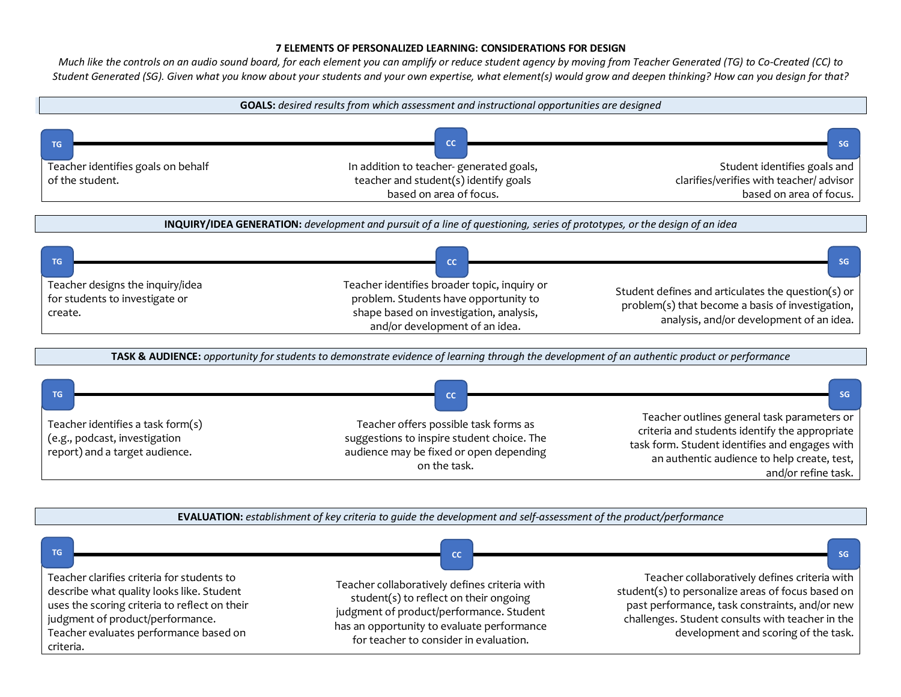# 7 ELEMENTS OF PERSONALIZED LEARNING: CONSIDERATIONS FOR DESIGN

*Much like the controls on an audio sound board, for each element you can amplify or reduce student agency by moving from Teacher Generated (TG) to Co-Created (CC) to Student Generated (SG). Given what you know about your students and your own expertise, what element(s) would grow and deepen thinking? How can you design for that?*

## GOALS: *desired results from which assessment and instructional opportunities are designed*

| TG | CC | SG |
|---|---|---|
| Teacher identifies goals on behalf of the student. | In addition to teacher- generated goals, teacher and student(s) identify goals based on area of focus. | Student identifies goals and clarifies/verifies with teacher/ advisor based on area of focus. |

## INQUIRY/IDEA GENERATION: *development and pursuit of a line of questioning, series of prototypes, or the design of an idea*

| TG | CC | SG |
|---|---|---|
| Teacher designs the inquiry/idea for students to investigate or create. | Teacher identifies broader topic, inquiry or problem. Students have opportunity to shape based on investigation, analysis, and/or development of an idea. | Student defines and articulates the question(s) or problem(s) that become a basis of investigation, analysis, and/or development of an idea. |

## TASK & AUDIENCE: *opportunity for students to demonstrate evidence of learning through the development of an authentic product or performance*

| TG | CC | SG |
|---|---|---|
| Teacher identifies a task form(s) (e.g., podcast, investigation report) and a target audience. | Teacher offers possible task forms as suggestions to inspire student choice. The audience may be fixed or open depending on the task. | Teacher outlines general task parameters or criteria and students identify the appropriate task form. Student identifies and engages with an authentic audience to help create, test, and/or refine task. |

## EVALUATION: *establishment of key criteria to guide the development and self-assessment of the product/performance*

| TG | CC | SG |
|---|---|---|
| Teacher clarifies criteria for students to describe what quality looks like. Student uses the scoring criteria to reflect on their judgment of product/performance. Teacher evaluates performance based on criteria. | Teacher collaboratively defines criteria with student(s) to reflect on their ongoing judgment of product/performance. Student has an opportunity to evaluate performance for teacher to consider in evaluation. | Teacher collaboratively defines criteria with student(s) to personalize areas of focus based on past performance, task constraints, and/or new challenges. Student consults with teacher in the development and scoring of the task. |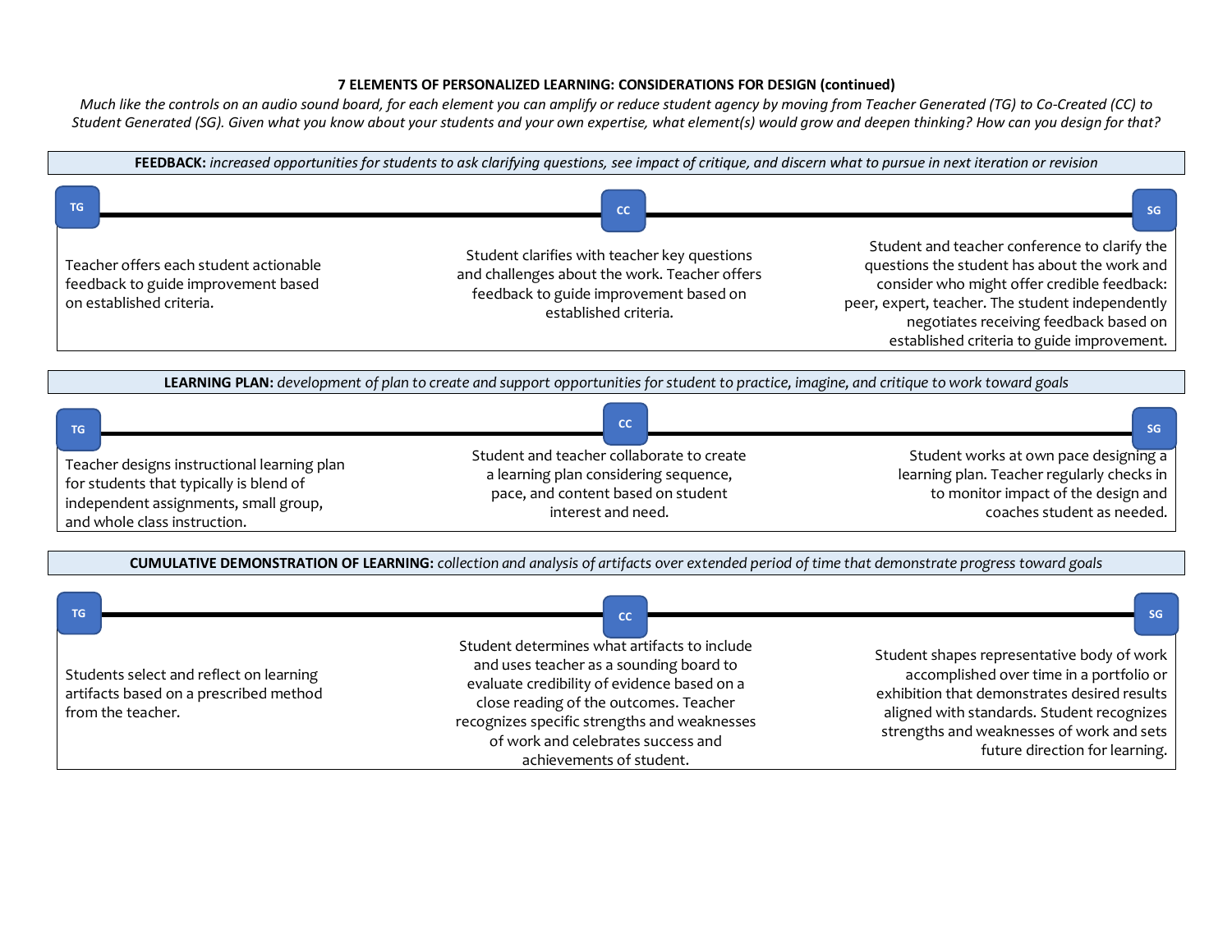**7 ELEMENTS OF PERSONALIZED LEARNING: CONSIDERATIONS FOR DESIGN (continued)**

*Much like the controls on an audio sound board, for each element you can amplify or reduce student agency by moving from Teacher Generated (TG) to Co-Created (CC) to Student Generated (SG). Given what you know about your students and your own expertise, what element(s) would grow and deepen thinking? How can you design for that?*

**FEEDBACK:** *increased opportunities for students to ask clarifying questions, see impact of critique, and discern what to pursue in next iteration or revision*

| TG | CC | SG |
|---|---|---|
| Teacher offers each student actionable feedback to guide improvement based on established criteria. | Student clarifies with teacher key questions and challenges about the work. Teacher offers feedback to guide improvement based on established criteria. | Student and teacher conference to clarify the questions the student has about the work and consider who might offer credible feedback: peer, expert, teacher. The student independently negotiates receiving feedback based on established criteria to guide improvement. |

**LEARNING PLAN:** *development of plan to create and support opportunities for student to practice, imagine, and critique to work toward goals*

| TG | CC | SG |
|---|---|---|
| Teacher designs instructional learning plan for students that typically is blend of independent assignments, small group, and whole class instruction. | Student and teacher collaborate to create a learning plan considering sequence, pace, and content based on student interest and need. | Student works at own pace designing a learning plan. Teacher regularly checks in to monitor impact of the design and coaches student as needed. |

**CUMULATIVE DEMONSTRATION OF LEARNING:** *collection and analysis of artifacts over extended period of time that demonstrate progress toward goals*

| TG | CC | SG |
|---|---|---|
| Students select and reflect on learning artifacts based on a prescribed method from the teacher. | Student determines what artifacts to include and uses teacher as a sounding board to evaluate credibility of evidence based on a close reading of the outcomes. Teacher recognizes specific strengths and weaknesses of work and celebrates success and achievements of student. | Student shapes representative body of work accomplished over time in a portfolio or exhibition that demonstrates desired results aligned with standards. Student recognizes strengths and weaknesses of work and sets future direction for learning. |